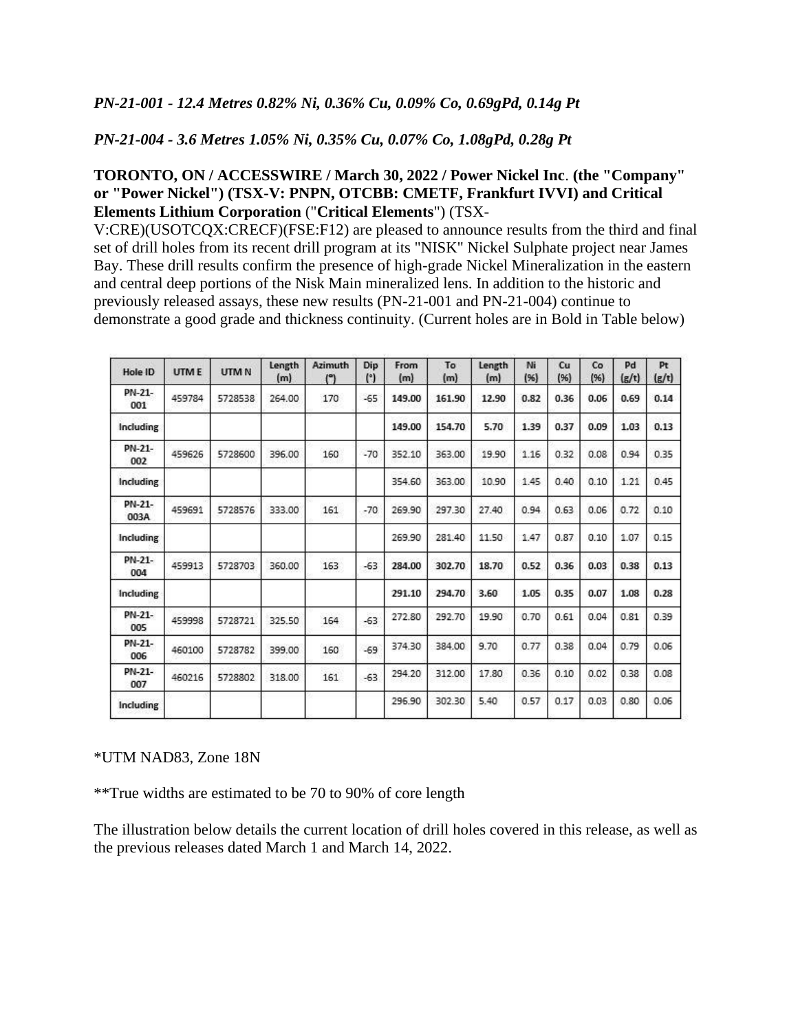*PN-21-001 - 12.4 Metres 0.82% Ni, 0.36% Cu, 0.09% Co, 0.69gPd, 0.14g Pt*

*PN-21-004 - 3.6 Metres 1.05% Ni, 0.35% Cu, 0.07% Co, 1.08gPd, 0.28g Pt*

**TORONTO, ON / ACCESSWIRE / March 30, 2022 / Power Nickel Inc**. **(the "Company" or "Power Nickel") (TSX-V: PNPN, OTCBB: CMETF, Frankfurt IVVI) and Critical Elements Lithium Corporation** ("**Critical Elements**") (TSX-V:CRE)(USOTCQX:CRECF)(FSE:F12) are pleased to announce results from the third and final set of drill holes from its recent drill program at its "NISK" Nickel Sulphate project near James Bay. These drill results confirm the presence of high-grade Nickel Mineralization in the eastern and central deep portions of the Nisk Main mineralized lens. In addition to the historic and previously released assays, these new results (PN-21-001 and PN-21-004) continue to demonstrate a good grade and thickness continuity. (Current holes are in Bold in Table below)

| Hole ID | UTM E | UTM N | Length (m) | Azimuth (°) | Dip (°) | From (m) | To (m) | Length (m) | Ni (%) | Cu (%) | Co (%) | Pd (g/t) | Pt (g/t) |
|---|---|---|---|---|---|---|---|---|---|---|---|---|---|
| PN-21-001 | 459784 | 5728538 | 264.00 | 170 | -65 | **149.00** | **161.90** | **12.90** | **0.82** | **0.36** | **0.06** | **0.69** | **0.14** |
| Including | | | | | | **149.00** | **154.70** | **5.70** | **1.39** | **0.37** | **0.09** | **1.03** | **0.13** |
| PN-21-002 | 459626 | 5728600 | 396.00 | 160 | -70 | 352.10 | 363.00 | 19.90 | 1.16 | 0.32 | 0.08 | 0.94 | 0.35 |
| Including | | | | | | 354.60 | 363.00 | 10.90 | 1.45 | 0.40 | 0.10 | 1.21 | 0.45 |
| PN-21-003A | 459691 | 5728576 | 333.00 | 161 | -70 | 269.90 | 297.30 | 27.40 | 0.94 | 0.63 | 0.06 | 0.72 | 0.10 |
| Including | | | | | | 269.90 | 281.40 | 11.50 | 1.47 | 0.87 | 0.10 | 1.07 | 0.15 |
| PN-21-004 | 459913 | 5728703 | 360.00 | 163 | -63 | **284.00** | **302.70** | **18.70** | **0.52** | **0.36** | **0.03** | **0.38** | **0.13** |
| Including | | | | | | **291.10** | **294.70** | **3.60** | **1.05** | **0.35** | **0.07** | **1.08** | **0.28** |
| PN-21-005 | 459998 | 5728721 | 325.50 | 164 | -63 | 272.80 | 292.70 | 19.90 | 0.70 | 0.61 | 0.04 | 0.81 | 0.39 |
| PN-21-006 | 460100 | 5728782 | 399.00 | 160 | -69 | 374.30 | 384.00 | 9.70 | 0.77 | 0.38 | 0.04 | 0.79 | 0.06 |
| PN-21-007 | 460216 | 5728802 | 318.00 | 161 | -63 | 294.20 | 312.00 | 17.80 | 0.36 | 0.10 | 0.02 | 0.38 | 0.08 |
| Including | | | | | | 296.90 | 302.30 | 5.40 | 0.57 | 0.17 | 0.03 | 0.80 | 0.06 |

*UTM NAD83, Zone 18N

**True widths are estimated to be 70 to 90% of core length

The illustration below details the current location of drill holes covered in this release, as well as the previous releases dated March 1 and March 14, 2022.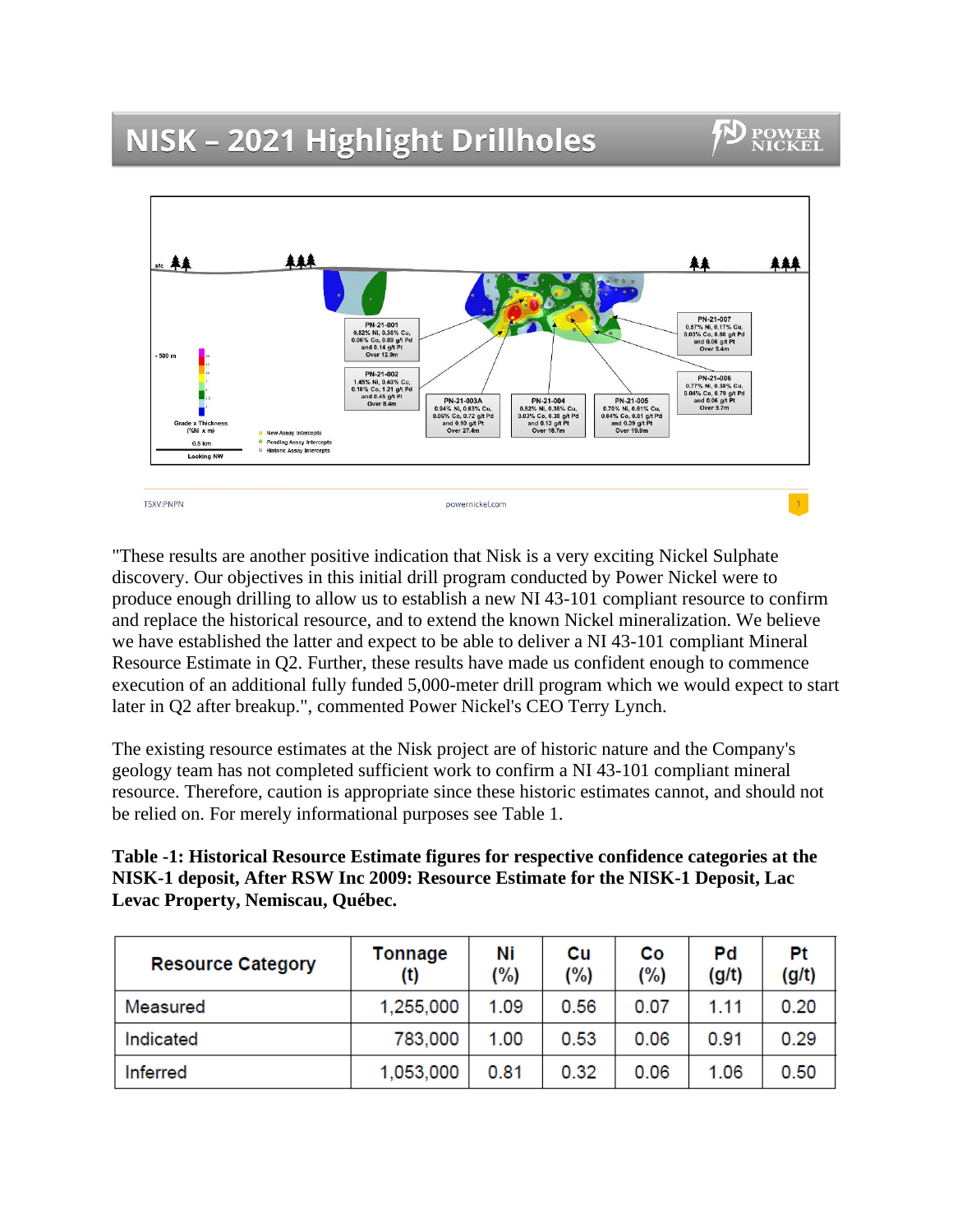## NISK – 2021 Highlight Drillholes

PN-21-001
0.82% Ni, 0.36% Cu, 0.06% Co, 0.89 g/t Pd and 0.14 g/t Pt
Over 12.9m

PN-21-002
1.45% Ni, 0.40% Cu, 0.10% Co, 1.21 g/t Pd and 0.45 g/t Pt
Over 8.4m

PN-21-003A
0.94% Ni, 0.63% Cu, 0.06% Co, 0.72 g/t Pd and 0.10 g/t Pt
Over 27.4m

PN-21-004
0.52% Ni, 0.36% Cu, 0.03% Co, 0.38 g/t Pd and 0.13 g/t Pt
Over 18.7m

PN-21-005
0.70% Ni, 0.61% Cu, 0.04% Co, 0.61 g/t Pd and 0.39 g/t Pt
Over 19.9m

PN-21-006
0.77% Ni, 0.38% Cu, 0.04% Co, 0.79 g/t Pd and 0.06 g/t Pt
Over 9.7m

PN-21-007
0.57% Ni, 0.17% Cu, 0.03% Co, 0.80 g/t Pd and 0.06 g/t Pt
Over 5.4m

Grade x Thickness (%Ni x m)

New Assay Intercepts
Pending Assay Intercepts
Historic Assay Intercepts

0.5 km

Looking NW

"These results are another positive indication that Nisk is a very exciting Nickel Sulphate discovery. Our objectives in this initial drill program conducted by Power Nickel were to produce enough drilling to allow us to establish a new NI 43-101 compliant resource to confirm and replace the historical resource, and to extend the known Nickel mineralization. We believe we have established the latter and expect to be able to deliver a NI 43-101 compliant Mineral Resource Estimate in Q2. Further, these results have made us confident enough to commence execution of an additional fully funded 5,000-meter drill program which we would expect to start later in Q2 after breakup.", commented Power Nickel's CEO Terry Lynch.

The existing resource estimates at the Nisk project are of historic nature and the Company's geology team has not completed sufficient work to confirm a NI 43-101 compliant mineral resource. Therefore, caution is appropriate since these historic estimates cannot, and should not be relied on. For merely informational purposes see Table 1.

**Table -1: Historical Resource Estimate figures for respective confidence categories at the NISK-1 deposit, After RSW Inc 2009: Resource Estimate for the NISK-1 Deposit, Lac Levac Property, Nemiscau, Québec.**

| Resource Category | Tonnage (t) | Ni (%) | Cu (%) | Co (%) | Pd (g/t) | Pt (g/t) |
|---|---|---|---|---|---|---|
| Measured | 1,255,000 | 1.09 | 0.56 | 0.07 | 1.11 | 0.20 |
| Indicated | 783,000 | 1.00 | 0.53 | 0.06 | 0.91 | 0.29 |
| Inferred | 1,053,000 | 0.81 | 0.32 | 0.06 | 1.06 | 0.50 |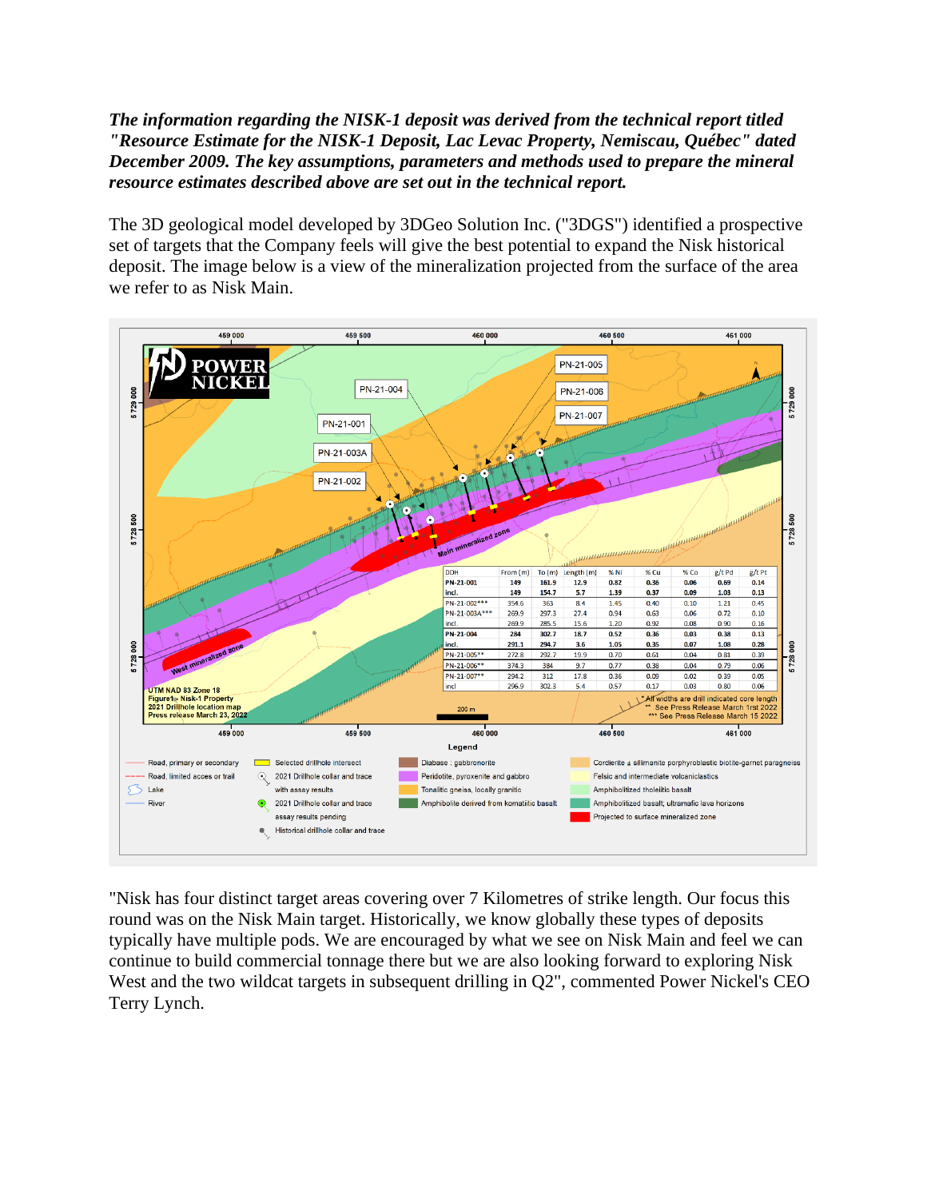***The information regarding the NISK-1 deposit was derived from the technical report titled "Resource Estimate for the NISK-1 Deposit, Lac Levac Property, Nemiscau, Québec" dated December 2009. The key assumptions, parameters and methods used to prepare the mineral resource estimates described above are set out in the technical report.***

The 3D geological model developed by 3DGeo Solution Inc. ("3DGS") identified a prospective set of targets that the Company feels will give the best potential to expand the Nisk historical deposit. The image below is a view of the mineralization projected from the surface of the area we refer to as Nisk Main.

| DDH | From (m) | To (m) | Length (m) | % Ni | % Cu | % Co | g/t Pd | g/t Pt |
|---|---|---|---|---|---|---|---|---|
| PN-21-001 | 149 | 161.9 | 12.9 | 0.82 | 0.36 | 0.06 | 0.69 | 0.14 |
| incl. | 149 | 154.7 | 5.7 | 1.39 | 0.37 | 0.09 | 1.03 | 0.13 |
| PN-21-002*** | 354.6 | 363 | 8.4 | 1.45 | 0.40 | 0.10 | 1.21 | 0.45 |
| PN-21-003A*** | 269.9 | 297.3 | 27.4 | 0.94 | 0.63 | 0.06 | 0.72 | 0.10 |
| incl. | 269.9 | 285.5 | 15.6 | 1.20 | 0.92 | 0.08 | 0.90 | 0.16 |
| PN-21-004 | 284 | 302.7 | 18.7 | 0.52 | 0.36 | 0.03 | 0.38 | 0.13 |
| incl. | 291.1 | 294.7 | 3.6 | 1.05 | 0.35 | 0.07 | 1.08 | 0.28 |
| PN-21-005** | 272.8 | 292.7 | 19.9 | 0.70 | 0.61 | 0.04 | 0.81 | 0.39 |
| PN-21-006** | 374.3 | 384 | 9.7 | 0.77 | 0.38 | 0.04 | 0.79 | 0.06 |
| PN-21-007** | 294.2 | 312 | 17.8 | 0.36 | 0.09 | 0.02 | 0.39 | 0.05 |
| incl | 296.9 | 302.3 | 5.4 | 0.57 | 0.17 | 0.03 | 0.80 | 0.06 |

\* All widths are drill indicated core length
** See Press Release March 1rst 2022
*** See Press Release March 15 2022

UTM NAD 83 Zone 18
Figure 1 - Nisk-1 Property
2021 Drillhole location map
Press release March 23, 2022

"Nisk has four distinct target areas covering over 7 Kilometres of strike length. Our focus this round was on the Nisk Main target. Historically, we know globally these types of deposits typically have multiple pods. We are encouraged by what we see on Nisk Main and feel we can continue to build commercial tonnage there but we are also looking forward to exploring Nisk West and the two wildcat targets in subsequent drilling in Q2", commented Power Nickel's CEO Terry Lynch.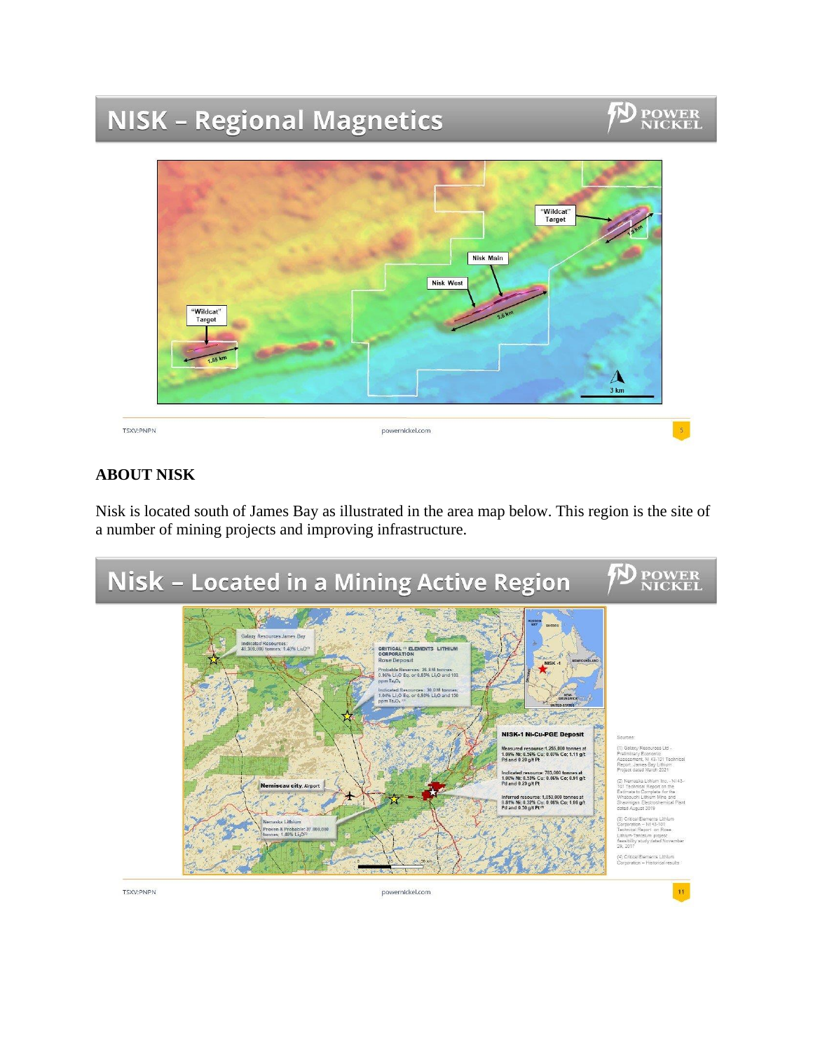## ABOUT NISK

Nisk is located south of James Bay as illustrated in the area map below. This region is the site of a number of mining projects and improving infrastructure.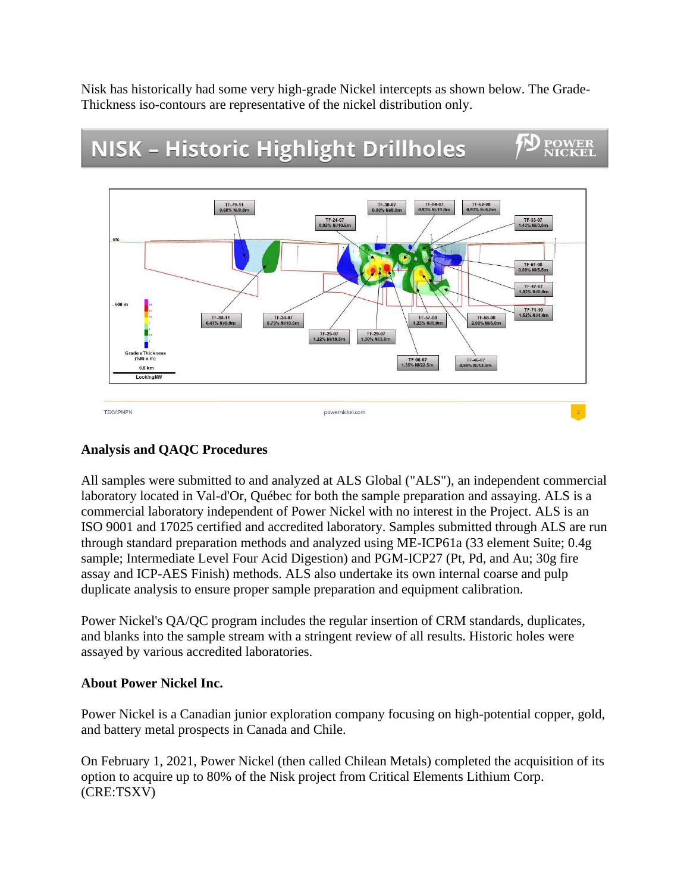Nisk has historically had some very high-grade Nickel intercepts as shown below. The Grade-Thickness iso-contours are representative of the nickel distribution only.

## Analysis and QAQC Procedures

All samples were submitted to and analyzed at ALS Global ("ALS"), an independent commercial laboratory located in Val-d'Or, Québec for both the sample preparation and assaying. ALS is a commercial laboratory independent of Power Nickel with no interest in the Project. ALS is an ISO 9001 and 17025 certified and accredited laboratory. Samples submitted through ALS are run through standard preparation methods and analyzed using ME-ICP61a (33 element Suite; 0.4g sample; Intermediate Level Four Acid Digestion) and PGM-ICP27 (Pt, Pd, and Au; 30g fire assay and ICP-AES Finish) methods. ALS also undertake its own internal coarse and pulp duplicate analysis to ensure proper sample preparation and equipment calibration.

Power Nickel's QA/QC program includes the regular insertion of CRM standards, duplicates, and blanks into the sample stream with a stringent review of all results. Historic holes were assayed by various accredited laboratories.

## About Power Nickel Inc.

Power Nickel is a Canadian junior exploration company focusing on high-potential copper, gold, and battery metal prospects in Canada and Chile.

On February 1, 2021, Power Nickel (then called Chilean Metals) completed the acquisition of its option to acquire up to 80% of the Nisk project from Critical Elements Lithium Corp. (CRE:TSXV)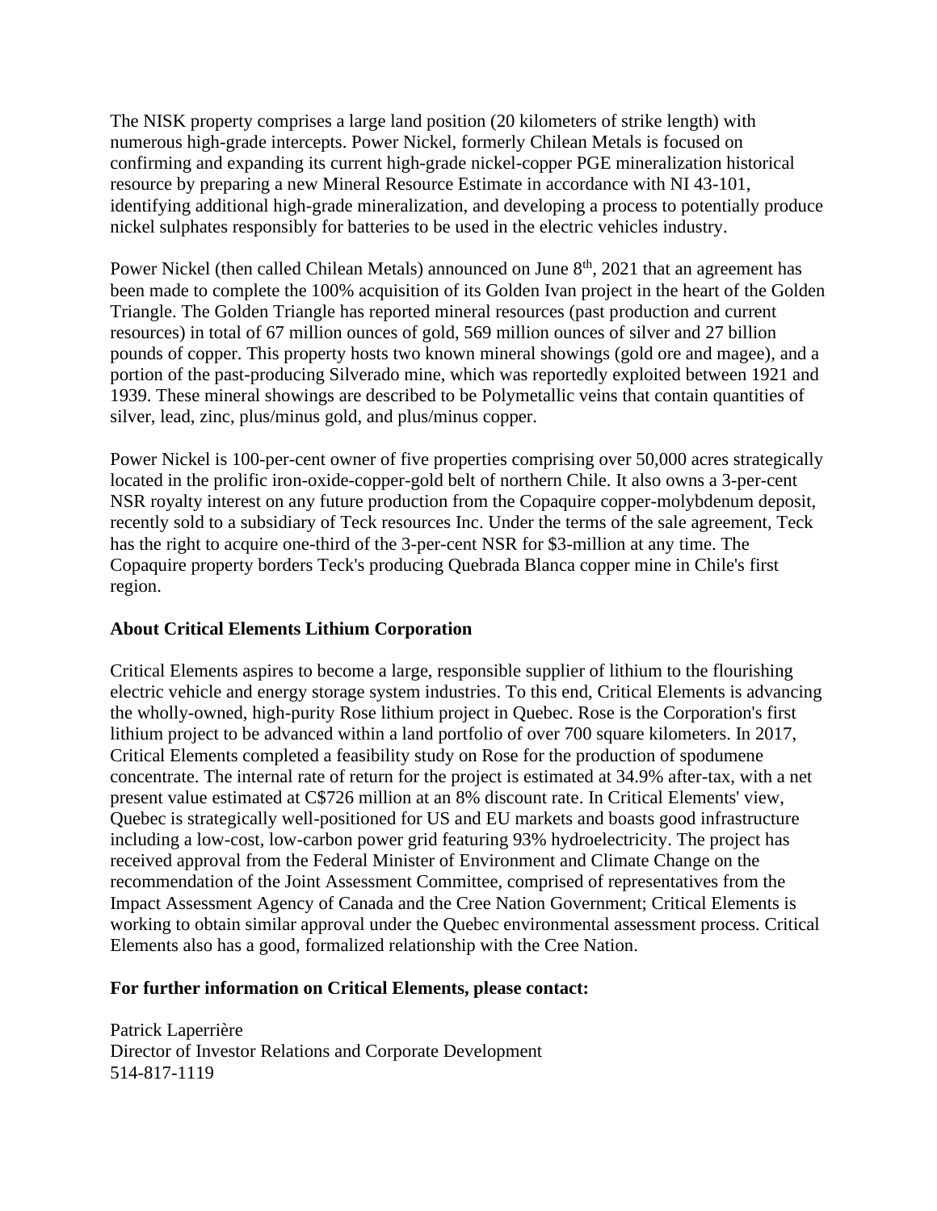The NISK property comprises a large land position (20 kilometers of strike length) with numerous high-grade intercepts. Power Nickel, formerly Chilean Metals is focused on confirming and expanding its current high-grade nickel-copper PGE mineralization historical resource by preparing a new Mineral Resource Estimate in accordance with NI 43-101, identifying additional high-grade mineralization, and developing a process to potentially produce nickel sulphates responsibly for batteries to be used in the electric vehicles industry.

Power Nickel (then called Chilean Metals) announced on June 8th, 2021 that an agreement has been made to complete the 100% acquisition of its Golden Ivan project in the heart of the Golden Triangle. The Golden Triangle has reported mineral resources (past production and current resources) in total of 67 million ounces of gold, 569 million ounces of silver and 27 billion pounds of copper. This property hosts two known mineral showings (gold ore and magee), and a portion of the past-producing Silverado mine, which was reportedly exploited between 1921 and 1939. These mineral showings are described to be Polymetallic veins that contain quantities of silver, lead, zinc, plus/minus gold, and plus/minus copper.

Power Nickel is 100-per-cent owner of five properties comprising over 50,000 acres strategically located in the prolific iron-oxide-copper-gold belt of northern Chile. It also owns a 3-per-cent NSR royalty interest on any future production from the Copaquire copper-molybdenum deposit, recently sold to a subsidiary of Teck resources Inc. Under the terms of the sale agreement, Teck has the right to acquire one-third of the 3-per-cent NSR for $3-million at any time. The Copaquire property borders Teck's producing Quebrada Blanca copper mine in Chile's first region.

**About Critical Elements Lithium Corporation**

Critical Elements aspires to become a large, responsible supplier of lithium to the flourishing electric vehicle and energy storage system industries. To this end, Critical Elements is advancing the wholly-owned, high-purity Rose lithium project in Quebec. Rose is the Corporation's first lithium project to be advanced within a land portfolio of over 700 square kilometers. In 2017, Critical Elements completed a feasibility study on Rose for the production of spodumene concentrate. The internal rate of return for the project is estimated at 34.9% after-tax, with a net present value estimated at C$726 million at an 8% discount rate. In Critical Elements' view, Quebec is strategically well-positioned for US and EU markets and boasts good infrastructure including a low-cost, low-carbon power grid featuring 93% hydroelectricity. The project has received approval from the Federal Minister of Environment and Climate Change on the recommendation of the Joint Assessment Committee, comprised of representatives from the Impact Assessment Agency of Canada and the Cree Nation Government; Critical Elements is working to obtain similar approval under the Quebec environmental assessment process. Critical Elements also has a good, formalized relationship with the Cree Nation.

**For further information on Critical Elements, please contact:**

Patrick Laperrière
Director of Investor Relations and Corporate Development
514-817-1119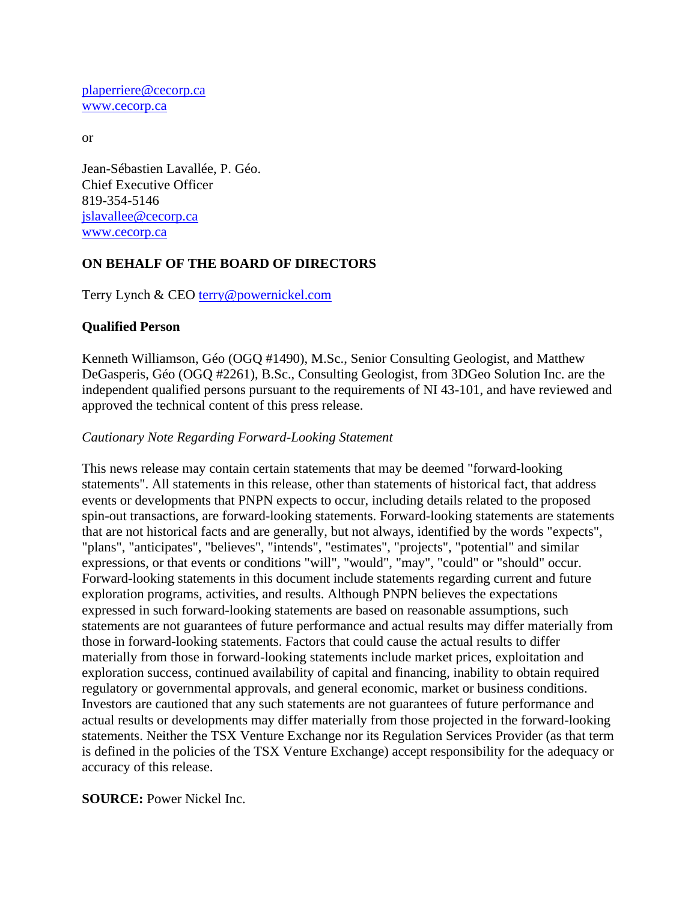plaperriere@cecorp.ca
www.cecorp.ca

or

Jean-Sébastien Lavallée, P. Géo.
Chief Executive Officer
819-354-5146
jslavallee@cecorp.ca
www.cecorp.ca

**ON BEHALF OF THE BOARD OF DIRECTORS**

Terry Lynch & CEO terry@powernickel.com

**Qualified Person**

Kenneth Williamson, Géo (OGQ #1490), M.Sc., Senior Consulting Geologist, and Matthew DeGasperis, Géo (OGQ #2261), B.Sc., Consulting Geologist, from 3DGeo Solution Inc. are the independent qualified persons pursuant to the requirements of NI 43-101, and have reviewed and approved the technical content of this press release.

*Cautionary Note Regarding Forward-Looking Statement*

This news release may contain certain statements that may be deemed "forward-looking statements". All statements in this release, other than statements of historical fact, that address events or developments that PNPN expects to occur, including details related to the proposed spin-out transactions, are forward-looking statements. Forward-looking statements are statements that are not historical facts and are generally, but not always, identified by the words "expects", "plans", "anticipates", "believes", "intends", "estimates", "projects", "potential" and similar expressions, or that events or conditions "will", "would", "may", "could" or "should" occur. Forward-looking statements in this document include statements regarding current and future exploration programs, activities, and results. Although PNPN believes the expectations expressed in such forward-looking statements are based on reasonable assumptions, such statements are not guarantees of future performance and actual results may differ materially from those in forward-looking statements. Factors that could cause the actual results to differ materially from those in forward-looking statements include market prices, exploitation and exploration success, continued availability of capital and financing, inability to obtain required regulatory or governmental approvals, and general economic, market or business conditions. Investors are cautioned that any such statements are not guarantees of future performance and actual results or developments may differ materially from those projected in the forward-looking statements. Neither the TSX Venture Exchange nor its Regulation Services Provider (as that term is defined in the policies of the TSX Venture Exchange) accept responsibility for the adequacy or accuracy of this release.

**SOURCE:** Power Nickel Inc.